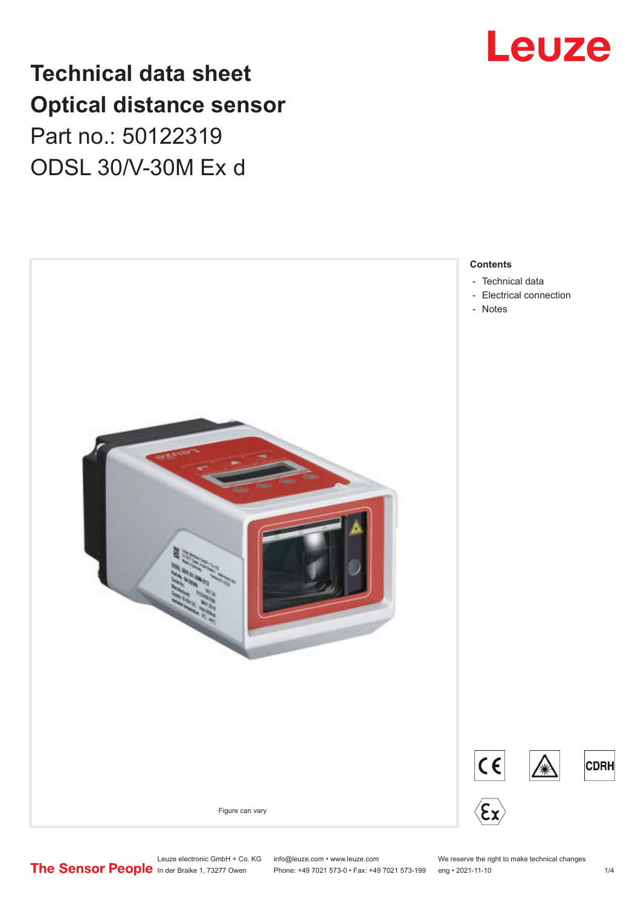# Technical data sheet
# Optical distance sensor

Part no.: 50122319

ODSL 30/V-30M Ex d

Figure can vary

**Contents**

- Technical data
- Electrical connection
- Notes

Leuze electronic GmbH + Co. KG
In der Braike 1, 73277 Owen

info@leuze.com • www.leuze.com
Phone: +49 7021 573-0 • Fax: +49 7021 573-199

We reserve the right to make technical changes
eng • 2021-11-10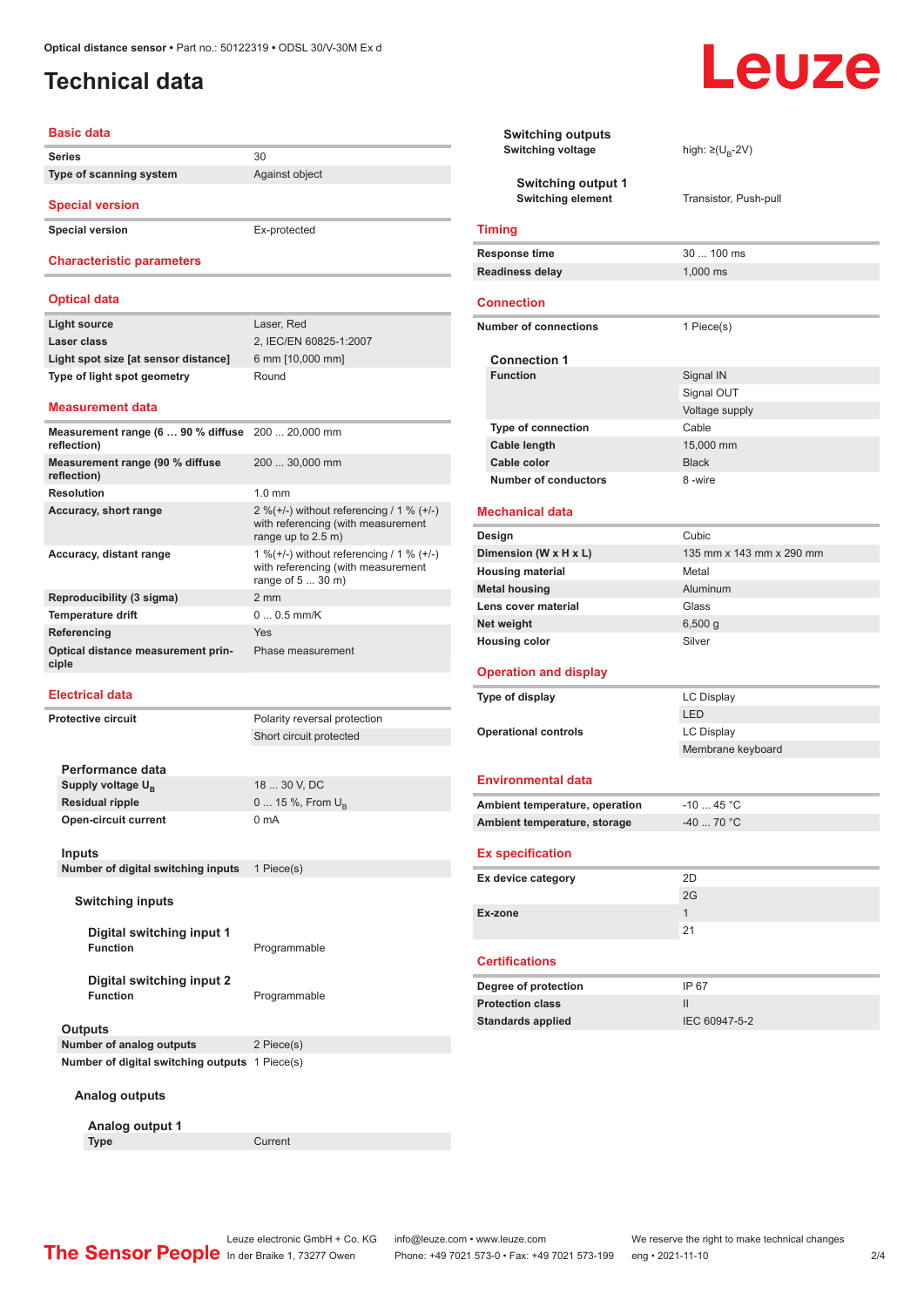# Technical data

## Basic data

| | |
|---|---|
| Series | 30 |
| Type of scanning system | Against object |

## Special version

| | |
|---|---|
| Special version | Ex-protected |

## Characteristic parameters

## Optical data

| | |
|---|---|
| Light source | Laser, Red |
| Laser class | 2, IEC/EN 60825-1:2007 |
| Light spot size [at sensor distance] | 6 mm [10,000 mm] |
| Type of light spot geometry | Round |

## Measurement data

| | |
|---|---|
| Measurement range (6 ... 90 % diffuse reflection) | 200 ... 20,000 mm |
| Measurement range (90 % diffuse reflection) | 200 ... 30,000 mm |
| Resolution | 1.0 mm |
| Accuracy, short range | 2 %(+/-) without referencing / 1 % (+/-) with referencing (with measurement range up to 2.5 m) |
| Accuracy, distant range | 1 %(+/-) without referencing / 1 % (+/-) with referencing (with measurement range of 5 ... 30 m) |
| Reproducibility (3 sigma) | 2 mm |
| Temperature drift | 0 ... 0.5 mm/K |
| Referencing | Yes |
| Optical distance measurement principle | Phase measurement |

## Electrical data

| | |
|---|---|
| Protective circuit | Polarity reversal protection |
| | Short circuit protected |

### Performance data

| | |
|---|---|
| Supply voltage $U_B$ | 18 ... 30 V, DC |
| Residual ripple | 0 ... 15 %, From $U_B$ |
| Open-circuit current | 0 mA |

### Inputs

| | |
|---|---|
| Number of digital switching inputs | 1 Piece(s) |

#### Switching inputs

##### Digital switching input 1

| | |
|---|---|
| Function | Programmable |

##### Digital switching input 2

| | |
|---|---|
| Function | Programmable |

### Outputs

| | |
|---|---|
| Number of analog outputs | 2 Piece(s) |
| Number of digital switching outputs | 1 Piece(s) |

#### Analog outputs

##### Analog output 1

| | |
|---|---|
| Type | Current |

#### Switching outputs

| | |
|---|---|
| Switching voltage | high: ≥($U_B$-2V) |

##### Switching output 1

| | |
|---|---|
| Switching element | Transistor, Push-pull |

## Timing

| | |
|---|---|
| Response time | 30 ... 100 ms |
| Readiness delay | 1,000 ms |

## Connection

| | |
|---|---|
| Number of connections | 1 Piece(s) |

### Connection 1

| | |
|---|---|
| Function | Signal IN |
| | Signal OUT |
| | Voltage supply |
| Type of connection | Cable |
| Cable length | 15,000 mm |
| Cable color | Black |
| Number of conductors | 8 -wire |

## Mechanical data

| | |
|---|---|
| Design | Cubic |
| Dimension (W x H x L) | 135 mm x 143 mm x 290 mm |
| Housing material | Metal |
| Metal housing | Aluminum |
| Lens cover material | Glass |
| Net weight | 6,500 g |
| Housing color | Silver |

## Operation and display

| | |
|---|---|
| Type of display | LC Display |
| | LED |
| Operational controls | LC Display |
| | Membrane keyboard |

## Environmental data

| | |
|---|---|
| Ambient temperature, operation | -10 ... 45 °C |
| Ambient temperature, storage | -40 ... 70 °C |

## Ex specification

| | |
|---|---|
| Ex device category | 2D |
| | 2G |
| Ex-zone | 1 |
| | 21 |

## Certifications

| | |
|---|---|
| Degree of protection | IP 67 |
| Protection class | II |
| Standards applied | IEC 60947-5-2 |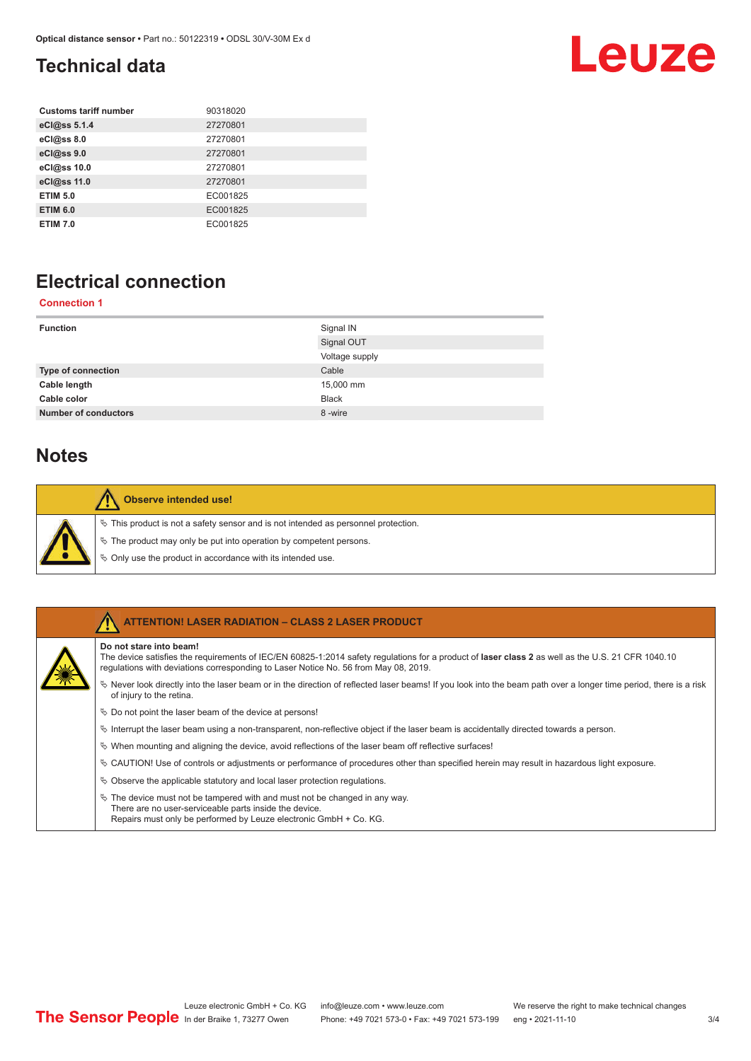## Technical data

| Customs tariff number | 90318020 |
|---|---|
| eCl@ss 5.1.4 | 27270801 |
| eCl@ss 8.0 | 27270801 |
| eCl@ss 9.0 | 27270801 |
| eCl@ss 10.0 | 27270801 |
| eCl@ss 11.0 | 27270801 |
| ETIM 5.0 | EC001825 |
| ETIM 6.0 | EC001825 |
| ETIM 7.0 | EC001825 |

## Electrical connection

**Connection 1**

| Function | Signal IN |
|---|---|
| | Signal OUT |
| | Voltage supply |
| Type of connection | Cable |
| Cable length | 15,000 mm |
| Cable color | Black |
| Number of conductors | 8 -wire |

## Notes

**Observe intended use!**

- This product is not a safety sensor and is not intended as personnel protection.
- The product may only be put into operation by competent persons.
- Only use the product in accordance with its intended use.

**ATTENTION! LASER RADIATION – CLASS 2 LASER PRODUCT**

**Do not stare into beam!**

The device satisfies the requirements of IEC/EN 60825-1:2014 safety regulations for a product of **laser class 2** as well as the U.S. 21 CFR 1040.10 regulations with deviations corresponding to Laser Notice No. 56 from May 08, 2019.

- Never look directly into the laser beam or in the direction of reflected laser beams! If you look into the beam path over a longer time period, there is a risk of injury to the retina.
- Do not point the laser beam of the device at persons!
- Interrupt the laser beam using a non-transparent, non-reflective object if the laser beam is accidentally directed towards a person.
- When mounting and aligning the device, avoid reflections of the laser beam off reflective surfaces!
- CAUTION! Use of controls or adjustments or performance of procedures other than specified herein may result in hazardous light exposure.
- Observe the applicable statutory and local laser protection regulations.
- The device must not be tampered with and must not be changed in any way.
  There are no user-serviceable parts inside the device.
  Repairs must only be performed by Leuze electronic GmbH + Co. KG.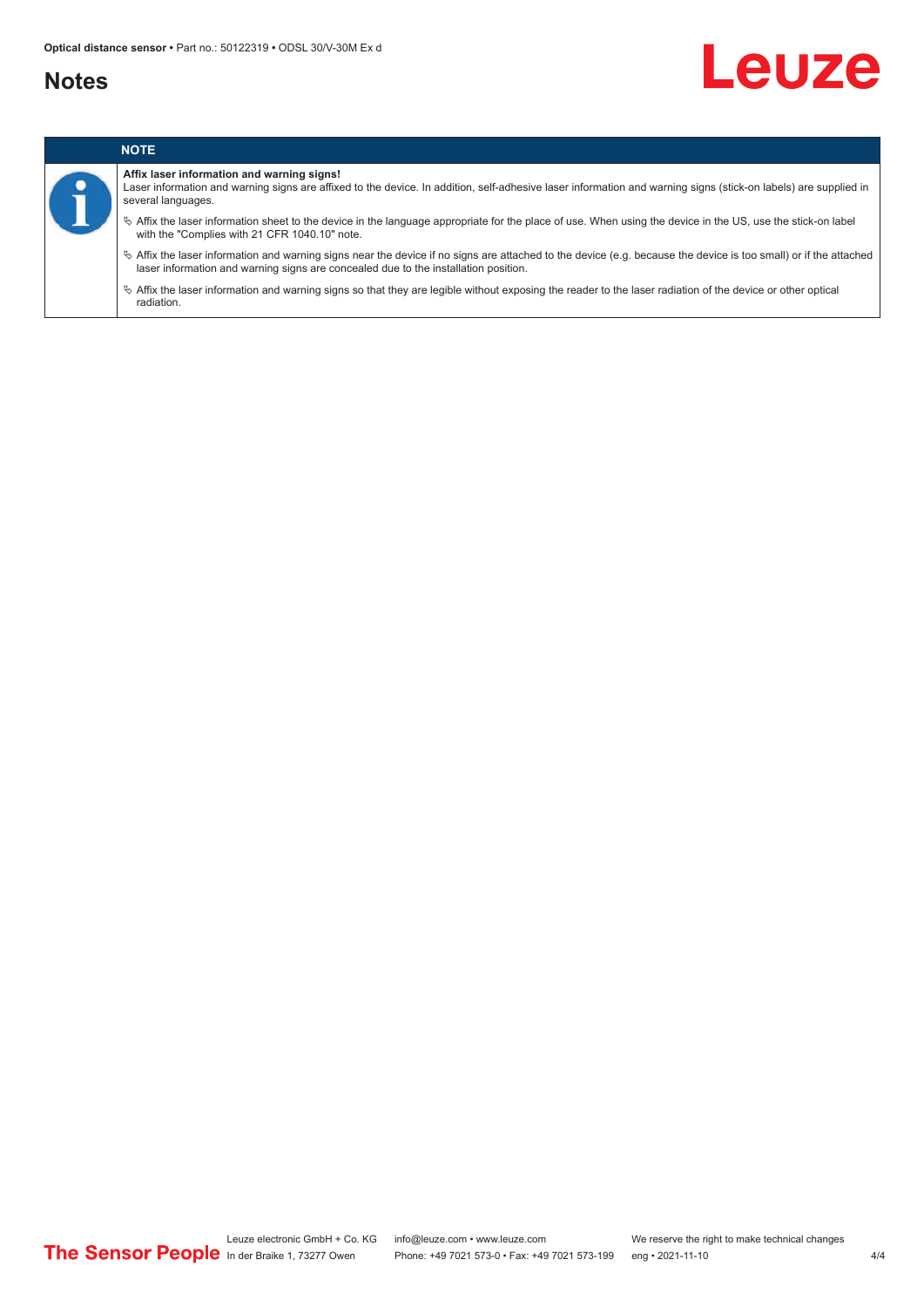## Notes

**NOTE**

**Affix laser information and warning signs!**
Laser information and warning signs are affixed to the device. In addition, self-adhesive laser information and warning signs (stick-on labels) are supplied in several languages.

- ➪ Affix the laser information sheet to the device in the language appropriate for the place of use. When using the device in the US, use the stick-on label with the "Complies with 21 CFR 1040.10" note.
- ➪ Affix the laser information and warning signs near the device if no signs are attached to the device (e.g. because the device is too small) or if the attached laser information and warning signs are concealed due to the installation position.
- ➪ Affix the laser information and warning signs so that they are legible without exposing the reader to the laser radiation of the device or other optical radiation.